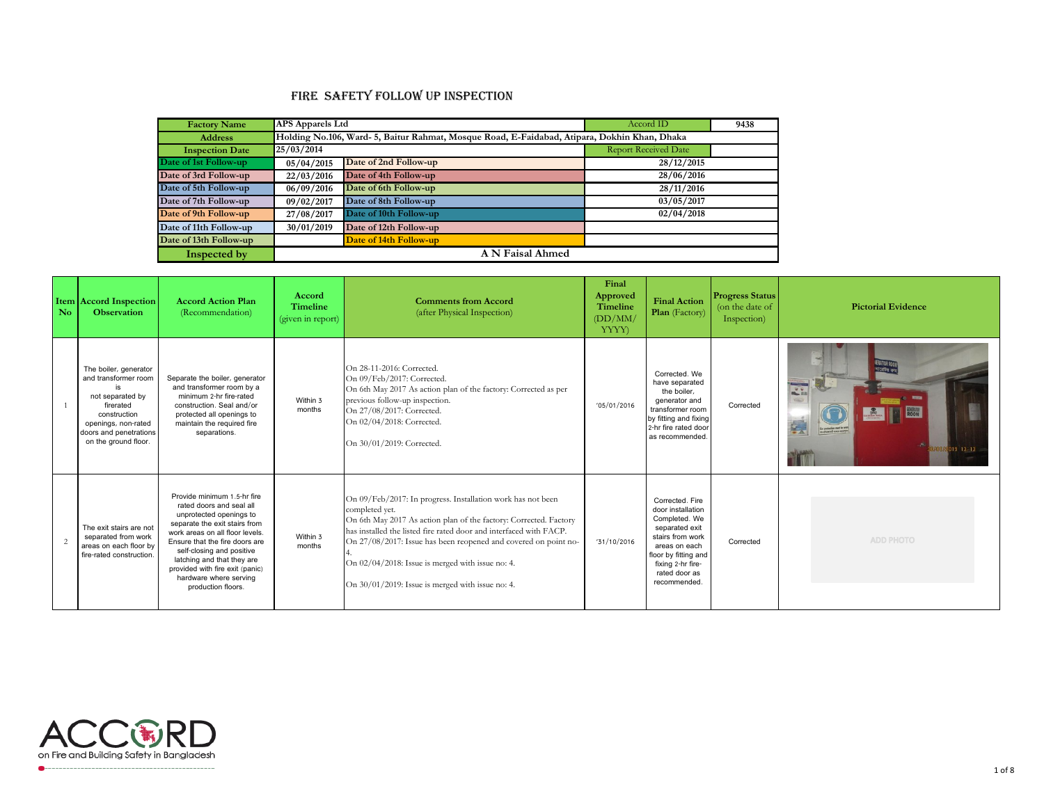# FIRE SAFETY FOLLOW UP INSPECTION

| Factory Name | APS Apparels Ltd | | Accord ID | 9438 |
|---|---|---|---|---|
| Address | Holding No.106, Ward- 5, Baitur Rahmat, Mosque Road, E-Faidabad, Atipara, Dokhin Khan, Dhaka | | | |
| Inspection Date | 25/03/2014 | | Report Received Date | |
| Date of 1st Follow-up | 05/04/2015 | Date of 2nd Follow-up | 28/12/2015 | |
| Date of 3rd Follow-up | 22/03/2016 | Date of 4th Follow-up | 28/06/2016 | |
| Date of 5th Follow-up | 06/09/2016 | Date of 6th Follow-up | 28/11/2016 | |
| Date of 7th Follow-up | 09/02/2017 | Date of 8th Follow-up | 03/05/2017 | |
| Date of 9th Follow-up | 27/08/2017 | Date of 10th Follow-up | 02/04/2018 | |
| Date of 11th Follow-up | 30/01/2019 | Date of 12th Follow-up | | |
| Date of 13th Follow-up | | Date of 14th Follow-up | | |
| Inspected by | A N Faisal Ahmed | | | |

| Item No | Accord Inspection Observation | Accord Action Plan (Recommendation) | Accord Timeline (given in report) | Comments from Accord (after Physical Inspection) | Final Approved Timeline (DD/MM/ YYYY) | Final Action Plan (Factory) | Progress Status (on the date of Inspection) | Pictorial Evidence |
|---|---|---|---|---|---|---|---|---|
| 1 | The boiler, generator and transformer room is not separated by firerated construction openings, non-rated doors and penetrations on the ground floor. | Separate the boiler, generator and transformer room by a minimum 2-hr fire-rated construction. Seal and/or protected all openings to maintain the required fire separations. | Within 3 months | On 28-11-2016: Corrected.<br>On 09/Feb/2017: Corrected.<br>On 6th May 2017 As action plan of the factory: Corrected as per previous follow-up inspection.<br>On 27/08/2017: Corrected.<br>On 02/04/2018: Corrected.<br><br>On 30/01/2019: Corrected. | '05/01/2016 | Corrected. We have separated the boiler, generator and transformer room by fitting and fixing 2-hr fire rated door as recommended. | Corrected | |
| 2 | The exit stairs are not separated from work areas on each floor by fire-rated construction. | Provide minimum 1.5-hr fire rated doors and seal all unprotected openings to separate the exit stairs from work areas on all floor levels. Ensure that the fire doors are self-closing and positive latching and that they are provided with fire exit (panic) hardware where serving production floors. | Within 3 months | On 09/Feb/2017: In progress. Installation work has not been completed yet.<br>On 6th May 2017 As action plan of the factory: Corrected. Factory has installed the listed fire rated door and interfaced with FACP.<br>On 27/08/2017: Issue has been reopened and covered on point no-4.<br>On 02/04/2018: Issue is merged with issue no: 4.<br><br>On 30/01/2019: Issue is merged with issue no: 4. | '31/10/2016 | Corrected. Fire door installation Completed. We separated exit stairs from work areas on each floor by fitting and fixing 2-hr fire-rated door as recommended. | Corrected | ADD PHOTO |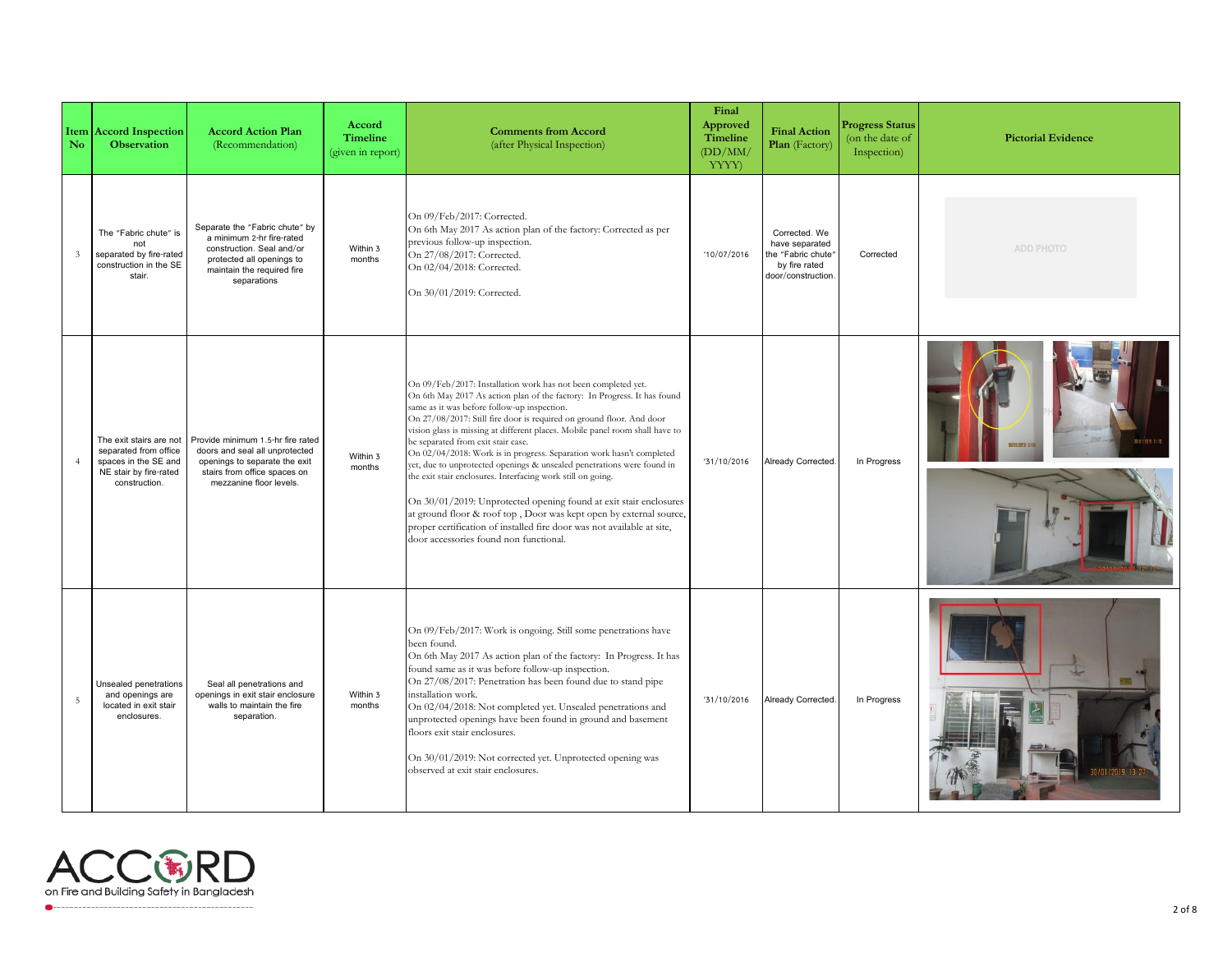| Item No | Accord Inspection Observation | Accord Action Plan (Recommendation) | Accord Timeline (given in report) | Comments from Accord (after Physical Inspection) | Final Approved Timeline (DD/MM/YYYY) | Final Action Plan (Factory) | Progress Status (on the date of Inspection) | Pictorial Evidence |
|---|---|---|---|---|---|---|---|---|
| 3 | The "Fabric chute" is not separated by fire-rated construction in the SE stair. | Separate the "Fabric chute" by a minimum 2-hr fire-rated construction. Seal and/or protected all openings to maintain the required fire separations | Within 3 months | On 09/Feb/2017: Corrected.<br>On 6th May 2017 As action plan of the factory: Corrected as per previous follow-up inspection.<br>On 27/08/2017: Corrected.<br>On 02/04/2018: Corrected.<br><br>On 30/01/2019: Corrected. | '10/07/2016 | Corrected. We have separated the "Fabric chute" by fire rated door/construction. | Corrected | ADD PHOTO |
| 4 | The exit stairs are not separated from office spaces in the SE and NE stair by fire-rated construction. | Provide minimum 1.5-hr fire rated doors and seal all unprotected openings to separate the exit stairs from office spaces on mezzanine floor levels. | Within 3 months | On 09/Feb/2017: Installation work has not been completed yet.<br>On 6th May 2017 As action plan of the factory: In Progress. It has found same as it was before follow-up inspection.<br>On 27/08/2017: Still fire door is required on ground floor. And door vision glass is missing at different places. Mobile panel room shall have to be separated from exit stair case.<br>On 02/04/2018: Work is in progress. Separation work hasn't completed yet, due to unprotected openings & unsealed penetrations were found in the exit stair enclosures. Interfacing work still on going.<br><br>On 30/01/2019: Unprotected opening found at exit stair enclosures at ground floor & roof top , Door was kept open by external source, proper certification of installed fire door was not available at site, door accessories found non functional. | '31/10/2016 | Already Corrected. | In Progress | |
| 5 | Unsealed penetrations and openings are located in exit stair enclosures. | Seal all penetrations and openings in exit stair enclosure walls to maintain the fire separation. | Within 3 months | On 09/Feb/2017: Work is ongoing. Still some penetrations have been found.<br>On 6th May 2017 As action plan of the factory: In Progress. It has found same as it was before follow-up inspection.<br>On 27/08/2017: Penetration has been found due to stand pipe installation work.<br>On 02/04/2018: Not completed yet. Unsealed penetrations and unprotected openings have been found in ground and basement floors exit stair enclosures.<br><br>On 30/01/2019: Not corrected yet. Unprotected opening was observed at exit stair enclosures. | '31/10/2016 | Already Corrected. | In Progress | |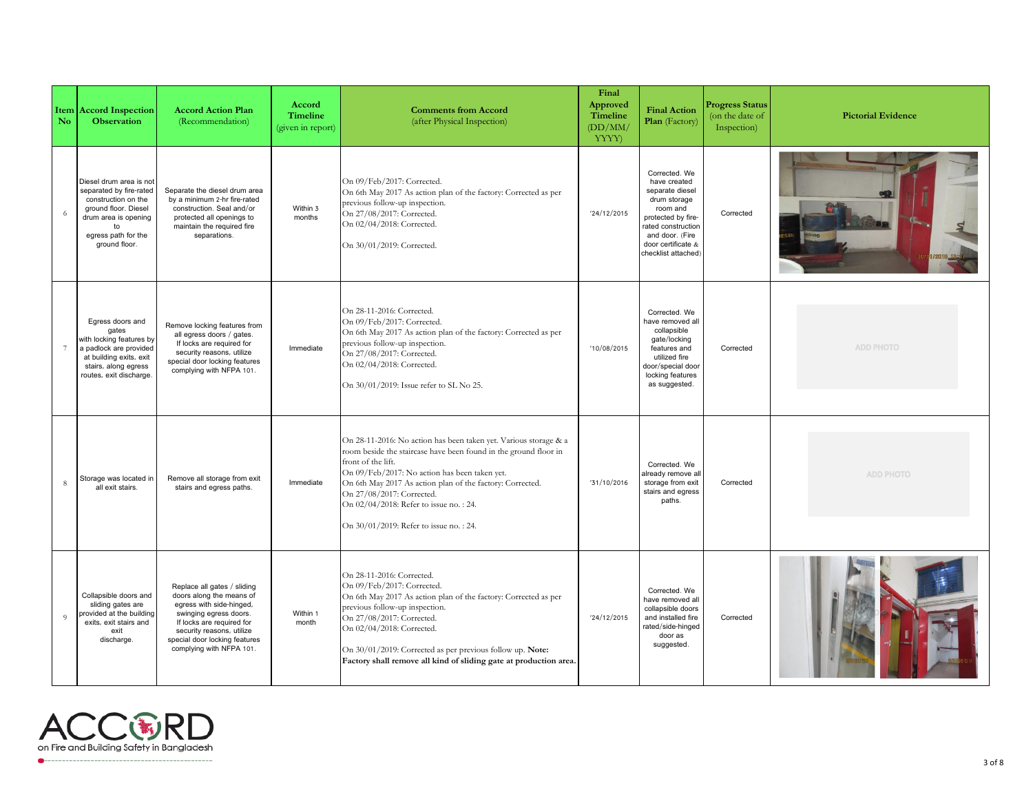| Item No | Accord Inspection Observation | Accord Action Plan (Recommendation) | Accord Timeline (given in report) | Comments from Accord (after Physical Inspection) | Final Approved Timeline (DD/MM/YYYY) | Final Action Plan (Factory) | Progress Status (on the date of Inspection) | Pictorial Evidence |
|---|---|---|---|---|---|---|---|---|
| 6 | Diesel drum area is not separated by fire-rated construction on the ground floor. Diesel drum area is opening to egress path for the ground floor. | Separate the diesel drum area by a minimum 2-hr fire-rated construction. Seal and/or protected all openings to maintain the required fire separations. | Within 3 months | On 09/Feb/2017: Corrected.<br>On 6th May 2017 As action plan of the factory: Corrected as per previous follow-up inspection.<br>On 27/08/2017: Corrected.<br>On 02/04/2018: Corrected.<br><br>On 30/01/2019: Corrected. | '24/12/2015 | Corrected. We have created separate diesel drum storage room and protected by fire-rated construction and door. (Fire door certificate & checklist attached) | Corrected | |
| 7 | Egress doors and gates with locking features by a padlock are provided at building exits, exit stairs, along egress routes, exit discharge. | Remove locking features from all egress doors / gates. If locks are required for security reasons, utilize special door locking features complying with NFPA 101. | Immediate | On 28-11-2016: Corrected.<br>On 09/Feb/2017: Corrected.<br>On 6th May 2017 As action plan of the factory: Corrected as per previous follow-up inspection.<br>On 27/08/2017: Corrected.<br>On 02/04/2018: Corrected.<br><br>On 30/01/2019: Issue refer to SL No 25. | '10/08/2015 | Corrected. We have removed all collapsible gate/locking features and utilized fire door/special door locking features as suggested. | Corrected | ADD PHOTO |
| 8 | Storage was located in all exit stairs. | Remove all storage from exit stairs and egress paths. | Immediate | On 28-11-2016: No action has been taken yet. Various storage & a room beside the staircase have been found in the ground floor in front of the lift.<br>On 09/Feb/2017: No action has been taken yet.<br>On 6th May 2017 As action plan of the factory: Corrected.<br>On 27/08/2017: Corrected.<br>On 02/04/2018: Refer to issue no. : 24.<br><br>On 30/01/2019: Refer to issue no. : 24. | '31/10/2016 | Corrected. We already remove all storage from exit stairs and egress paths. | Corrected | ADD PHOTO |
| 9 | Collapsible doors and sliding gates are provided at the building exits, exit stairs and exit discharge. | Replace all gates / sliding doors along the means of egress with side-hinged, swinging egress doors. If locks are required for security reasons, utilize special door locking features complying with NFPA 101. | Within 1 month | On 28-11-2016: Corrected.<br>On 09/Feb/2017: Corrected.<br>On 6th May 2017 As action plan of the factory: Corrected as per previous follow-up inspection.<br>On 27/08/2017: Corrected.<br>On 02/04/2018: Corrected.<br><br>On 30/01/2019: Corrected as per previous follow up. **Note: Factory shall remove all kind of sliding gate at production area.** | '24/12/2015 | Corrected. We have removed all collapsible doors and installed fire rated/side-hinged door as suggested. | Corrected | |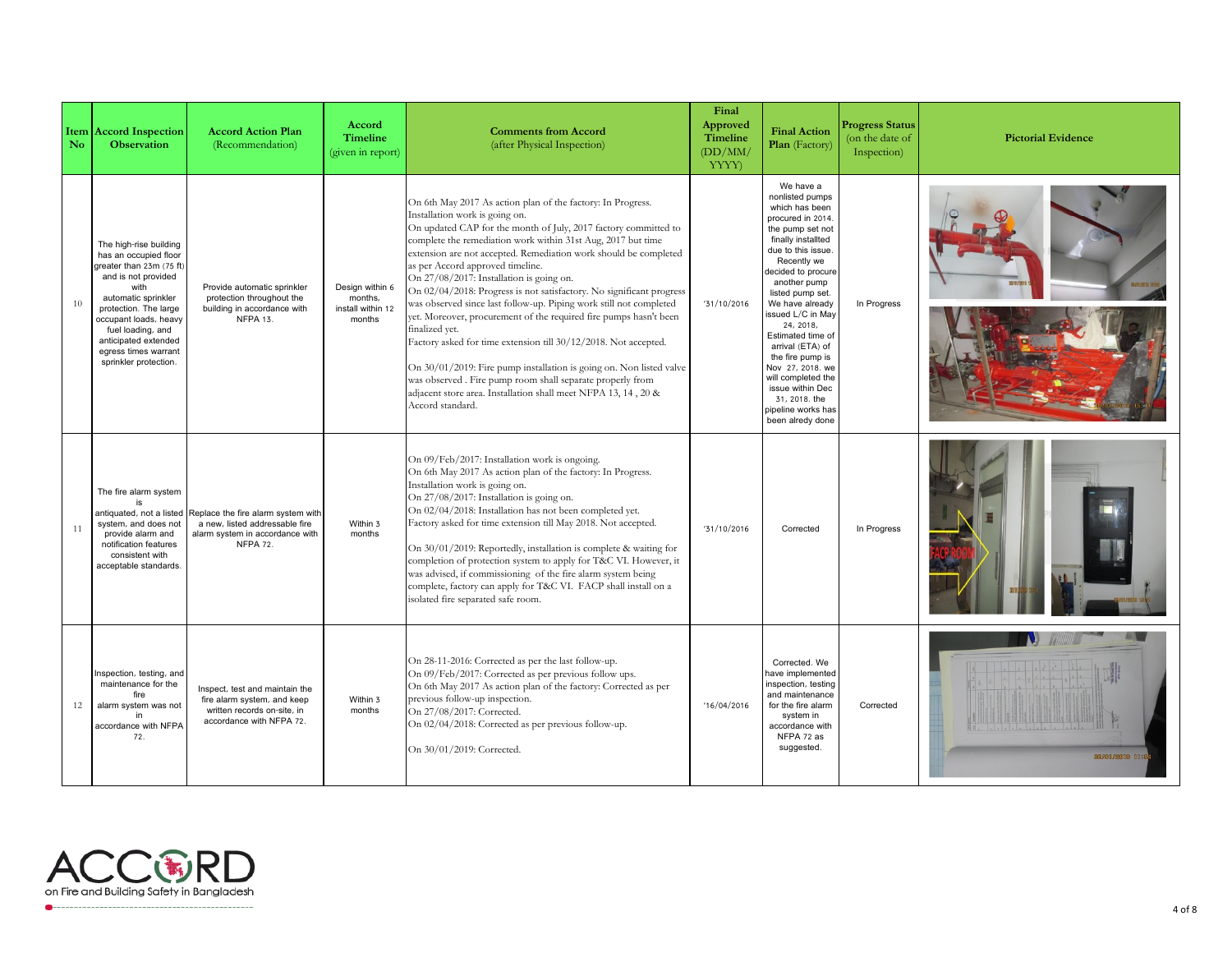| Item No | Accord Inspection Observation | Accord Action Plan (Recommendation) | Accord Timeline (given in report) | Comments from Accord (after Physical Inspection) | Final Approved Timeline (DD/MM/ YYYY) | Final Action Plan (Factory) | Progress Status (on the date of Inspection) | Pictorial Evidence |
|---|---|---|---|---|---|---|---|---|
| 10 | The high-rise building has an occupied floor greater than 23m (75 ft) and is not provided with automatic sprinkler protection. The large occupant loads, heavy fuel loading, and anticipated extended egress times warrant sprinkler protection. | Provide automatic sprinkler protection throughout the building in accordance with NFPA 13. | Design within 6 months, install within 12 months | On 6th May 2017 As action plan of the factory: In Progress. Installation work is going on.<br>On updated CAP for the month of July, 2017 factory committed to complete the remediation work within 31st Aug, 2017 but time extension are not accepted. Remediation work should be completed as per Accord approved timeline.<br>On 27/08/2017: Installation is going on.<br>On 02/04/2018: Progress is not satisfactory. No significant progress was observed since last follow-up. Piping work still not completed yet. Moreover, procurement of the required fire pumps hasn't been finalized yet.<br>Factory asked for time extension till 30/12/2018. Not accepted.<br><br>On 30/01/2019: Fire pump installation is going on. Non listed valve was observed . Fire pump room shall separate properly from adjacent store area. Installation shall meet NFPA 13, 14 , 20 & Accord standard. | '31/10/2016 | We have a nonlisted pumps which has been procured in 2014. the pump set not finally installted due to this issue. Recently we decided to procure another pump listed pump set. We have already issued L/C in May 24, 2018, Estimated time of arrival (ETA) of the fire pump is Nov 27, 2018. we will completed the issue within Dec 31, 2018. the pipeline works has been alredy done | In Progress | |
| 11 | The fire alarm system is antiquated, not a listed system, and does not provide alarm and notification features consistent with acceptable standards. | Replace the fire alarm system with a new, listed addressable fire alarm system in accordance with NFPA 72. | Within 3 months | On 09/Feb/2017: Installation work is ongoing.<br>On 6th May 2017 As action plan of the factory: In Progress. Installation work is going on.<br>On 27/08/2017: Installation is going on.<br>On 02/04/2018: Installation has not been completed yet.<br>Factory asked for time extension till May 2018. Not accepted.<br><br>On 30/01/2019: Reportedly, installation is complete & waiting for completion of protection system to apply for T&C VI. However, it was advised, if commissioning of the fire alarm system being complete, factory can apply for T&C VI. FACP shall install on a isolated fire separated safe room. | '31/10/2016 | Corrected | In Progress | |
| 12 | Inspection, testing, and maintenance for the fire alarm system was not in accordance with NFPA 72. | Inspect, test and maintain the fire alarm system, and keep written records on-site, in accordance with NFPA 72. | Within 3 months | On 28-11-2016: Corrected as per the last follow-up.<br>On 09/Feb/2017: Corrected as per previous follow ups.<br>On 6th May 2017 As action plan of the factory: Corrected as per previous follow-up inspection.<br>On 27/08/2017: Corrected.<br>On 02/04/2018: Corrected as per previous follow-up.<br><br>On 30/01/2019: Corrected. | '16/04/2016 | Corrected. We have implemented inspection, testing and maintenance for the fire alarm system in accordance with NFPA 72 as suggested. | Corrected | |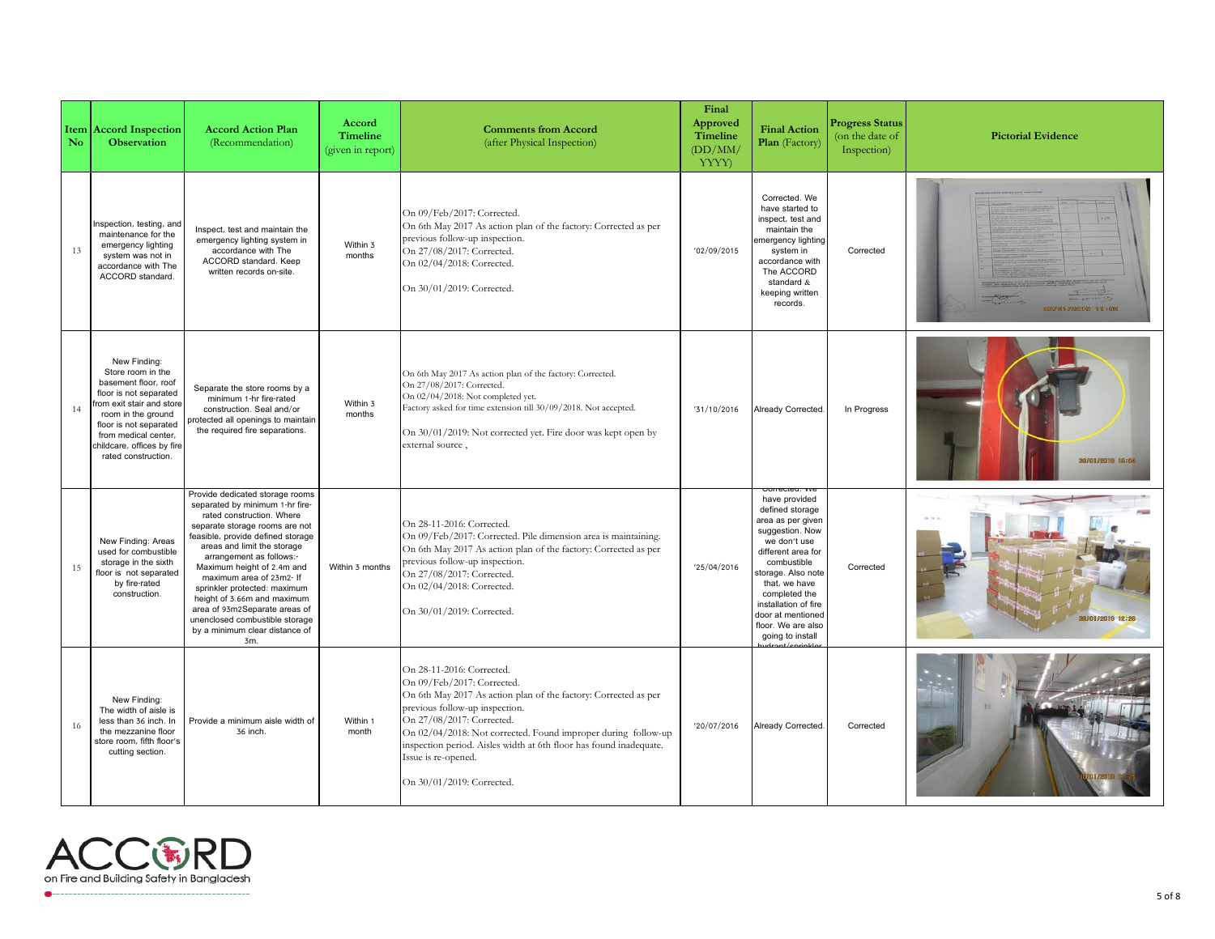| Item No | Accord Inspection Observation | Accord Action Plan (Recommendation) | Accord Timeline (given in report) | Comments from Accord (after Physical Inspection) | Final Approved Timeline (DD/MM/YYYY) | Final Action Plan (Factory) | Progress Status (on the date of Inspection) | Pictorial Evidence |
|---|---|---|---|---|---|---|---|---|
| 13 | Inspection, testing, and maintenance for the emergency lighting system was not in accordance with The ACCORD standard. | Inspect, test and maintain the emergency lighting system in accordance with The ACCORD standard. Keep written records on-site. | Within 3 months | On 09/Feb/2017: Corrected.<br>On 6th May 2017 As action plan of the factory: Corrected as per previous follow-up inspection.<br>On 27/08/2017: Corrected.<br>On 02/04/2018: Corrected.<br><br>On 30/01/2019: Corrected. | '02/09/2015 | Corrected. We have started to inspect, test and maintain the emergency lighting system in accordance with The ACCORD standard & keeping written records. | Corrected | |
| 14 | New Finding: Store room in the basement floor, roof floor is not separated from exit stair and store room in the ground floor is not separated from medical center, childcare, offices by fire rated construction. | Separate the store rooms by a minimum 1-hr fire-rated construction. Seal and/or protected all openings to maintain the required fire separations. | Within 3 months | On 6th May 2017 As action plan of the factory: Corrected.<br>On 27/08/2017: Corrected.<br>On 02/04/2018: Not completed yet.<br>Factory asked for time extension till 30/09/2018. Not accepted.<br><br>On 30/01/2019: Not corrected yet. Fire door was kept open by external source , | '31/10/2016 | Already Corrected. | In Progress | |
| 15 | New Finding: Areas used for combustible storage in the sixth floor is not separated by fire-rated construction. | Provide dedicated storage rooms separated by minimum 1-hr fire-rated construction. Where separate storage rooms are not feasible, provide defined storage areas and limit the storage arrangement as follows:- Maximum height of 2.4m and maximum area of 23m2- If sprinkler protected: maximum height of 3.66m and maximum area of 93m2Separate areas of unenclosed combustible storage by a minimum clear distance of 3m. | Within 3 months | On 28-11-2016: Corrected.<br>On 09/Feb/2017: Corrected. Pile dimension area is maintaining.<br>On 6th May 2017 As action plan of the factory: Corrected as per previous follow-up inspection.<br>On 27/08/2017: Corrected.<br>On 02/04/2018: Corrected.<br><br>On 30/01/2019: Corrected. | '25/04/2016 | Corrected. We have provided defined storage area as per given suggestion. Now we don't use different area for combustible storage. Also note that, we have completed the installation of fire door at mentioned floor. We are also going to install hydrant/sprinkler | Corrected | |
| 16 | New Finding: The width of aisle is less than 36 inch. In the mezzanine floor store room, fifth floor's cutting section. | Provide a minimum aisle width of 36 inch. | Within 1 month | On 28-11-2016: Corrected.<br>On 09/Feb/2017: Corrected.<br>On 6th May 2017 As action plan of the factory: Corrected as per previous follow-up inspection.<br>On 27/08/2017: Corrected.<br>On 02/04/2018: Not corrected. Found improper during follow-up inspection period. Aisles width at 6th floor has found inadequate. Issue is re-opened.<br><br>On 30/01/2019: Corrected. | '20/07/2016 | Already Corrected. | Corrected | |

ACCORD on Fire and Building Safety in Bangladesh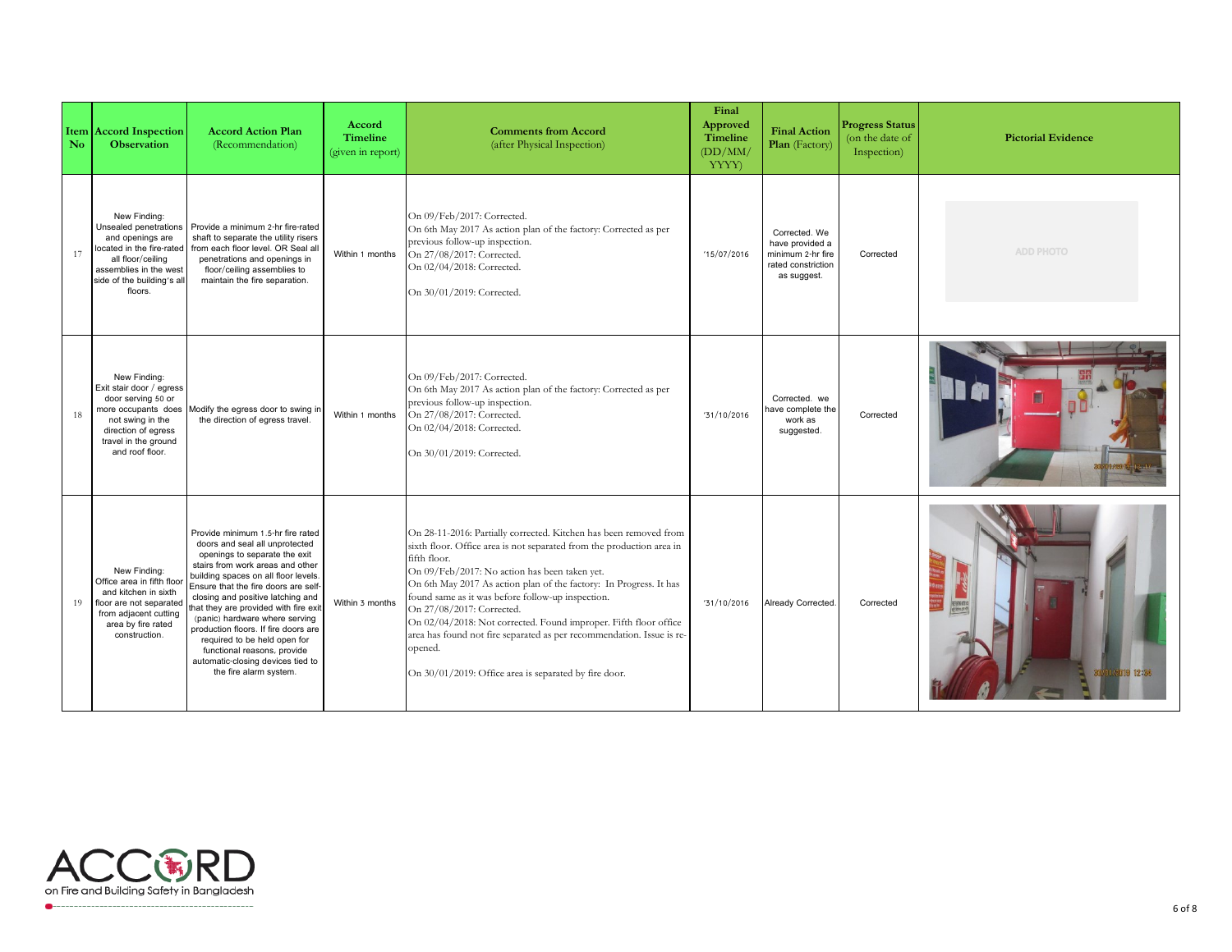| Item No | Accord Inspection Observation | Accord Action Plan (Recommendation) | Accord Timeline (given in report) | Comments from Accord (after Physical Inspection) | Final Approved Timeline (DD/MM/YYYY) | Final Action Plan (Factory) | Progress Status (on the date of Inspection) | Pictorial Evidence |
|---|---|---|---|---|---|---|---|---|
| 17 | New Finding: Unsealed penetrations and openings are located in the fire-rated all floor/ceiling assemblies in the west side of the building's all floors. | Provide a minimum 2-hr fire-rated shaft to separate the utility risers from each floor level. OR Seal all penetrations and openings in floor/ceiling assemblies to maintain the fire separation. | Within 1 months | On 09/Feb/2017: Corrected.<br>On 6th May 2017 As action plan of the factory: Corrected as per previous follow-up inspection.<br>On 27/08/2017: Corrected.<br>On 02/04/2018: Corrected.<br><br>On 30/01/2019: Corrected. | '15/07/2016 | Corrected. We have provided a minimum 2-hr fire rated constriction as suggest. | Corrected | ADD PHOTO |
| 18 | New Finding: Exit stair door / egress door serving 50 or more occupants does not swing in the direction of egress travel in the ground and roof floor. | Modify the egress door to swing in the direction of egress travel. | Within 1 months | On 09/Feb/2017: Corrected.<br>On 6th May 2017 As action plan of the factory: Corrected as per previous follow-up inspection.<br>On 27/08/2017: Corrected.<br>On 02/04/2018: Corrected.<br><br>On 30/01/2019: Corrected. | '31/10/2016 | Corrected. we have complete the work as suggested. | Corrected | |
| 19 | New Finding: Office area in fifth floor and kitchen in sixth floor are not separated from adjacent cutting area by fire rated construction. | Provide minimum 1.5-hr fire rated doors and seal all unprotected openings to separate the exit stairs from work areas and other building spaces on all floor levels. Ensure that the fire doors are self-closing and positive latching and that they are provided with fire exit (panic) hardware where serving production floors. If fire doors are required to be held open for functional reasons, provide automatic-closing devices tied to the fire alarm system. | Within 3 months | On 28-11-2016: Partially corrected. Kitchen has been removed from sixth floor. Office area is not separated from the production area in fifth floor.<br>On 09/Feb/2017: No action has been taken yet.<br>On 6th May 2017 As action plan of the factory: In Progress. It has found same as it was before follow-up inspection.<br>On 27/08/2017: Corrected.<br>On 02/04/2018: Not corrected. Found improper. Fifth floor office area has found not fire separated as per recommendation. Issue is re-opened.<br><br>On 30/01/2019: Office area is separated by fire door. | '31/10/2016 | Already Corrected. | Corrected | |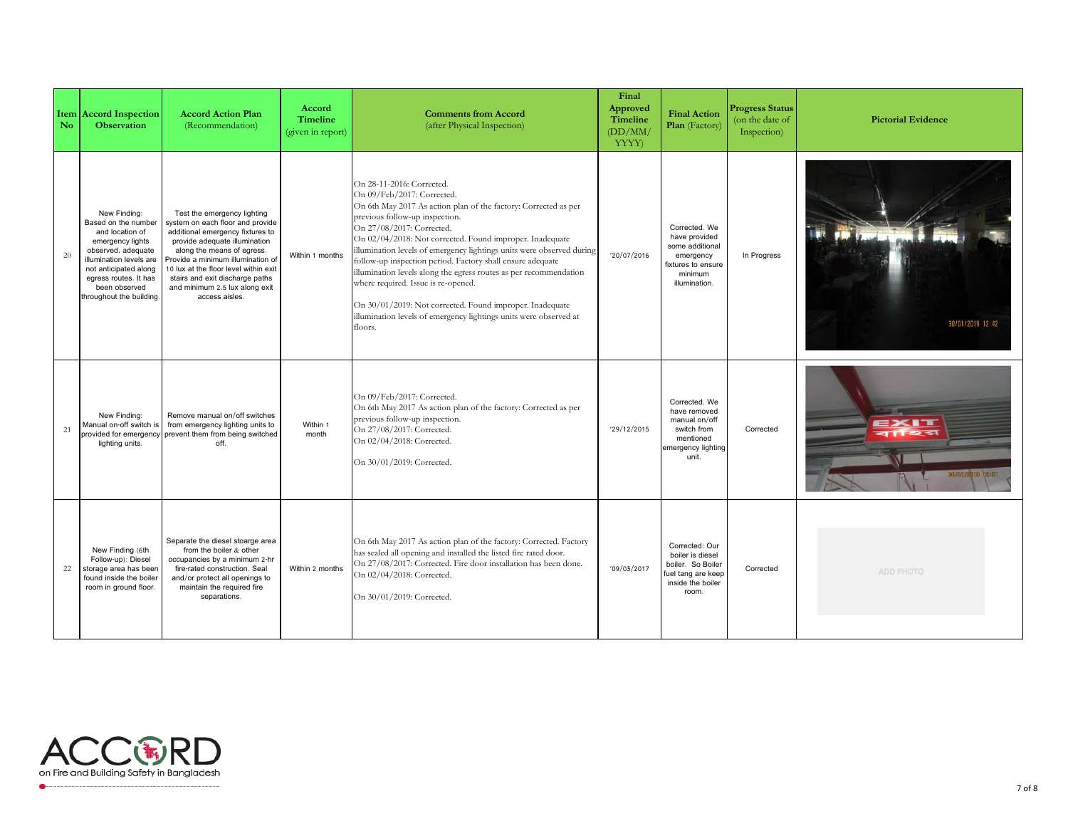| Item No | Accord Inspection Observation | Accord Action Plan (Recommendation) | Accord Timeline (given in report) | Comments from Accord (after Physical Inspection) | Final Approved Timeline (DD/MM/YYYY) | Final Action Plan (Factory) | Progress Status (on the date of Inspection) | Pictorial Evidence |
|---|---|---|---|---|---|---|---|---|
| 20 | New Finding: Based on the number and location of emergency lights observed, adequate illumination levels are not anticipated along egress routes. It has been observed throughout the building. | Test the emergency lighting system on each floor and provide additional emergency fixtures to provide adequate illumination along the means of egress. Provide a minimum illumination of 10 lux at the floor level within exit stairs and exit discharge paths and minimum 2.5 lux along exit access aisles. | Within 1 months | On 28-11-2016: Corrected.<br>On 09/Feb/2017: Corrected.<br>On 6th May 2017 As action plan of the factory: Corrected as per previous follow-up inspection.<br>On 27/08/2017: Corrected.<br>On 02/04/2018: Not corrected. Found improper. Inadequate illumination levels of emergency lightings units were observed during follow-up inspection period. Factory shall ensure adequate illumination levels along the egress routes as per recommendation where required. Issue is re-opened.<br>On 30/01/2019: Not corrected. Found improper. Inadequate illumination levels of emergency lightings units were observed at floors. | '20/07/2016 | Corrected. We have provided some additional emergency fixtures to ensure minimum illumination. | In Progress | 30/01/2019 12:42 |
| 21 | New Finding: Manual on-off switch is provided for emergency lighting units. | Remove manual on/off switches from emergency lighting units to prevent them from being switched off. | Within 1 month | On 09/Feb/2017: Corrected.<br>On 6th May 2017 As action plan of the factory: Corrected as per previous follow-up inspection.<br>On 27/08/2017: Corrected.<br>On 02/04/2018: Corrected.<br>On 30/01/2019: Corrected. | '29/12/2015 | Corrected. We have removed manual on/off switch from mentioned emergency lighting unit. | Corrected | EXIT বাহির |
| 22 | New Finding (6th Follow-up): Diesel storage area has been found inside the boiler room in ground floor. | Separate the diesel stoarge area from the boiler & other occupancies by a minimum 2-hr fire-rated construction. Seal and/or protect all openings to maintain the required fire separations. | Within 2 months | On 6th May 2017 As action plan of the factory: Corrected. Factory has sealed all opening and installed the listed fire rated door.<br>On 27/08/2017: Corrected. Fire door installation has been done.<br>On 02/04/2018: Corrected.<br>On 30/01/2019: Corrected. | '09/03/2017 | Corrected: Our boiler is diesel boiler. So Boiler fuel tang are keep inside the boiler room. | Corrected | ADD PHOTO |

ACCORD on Fire and Building Safety in Bangladesh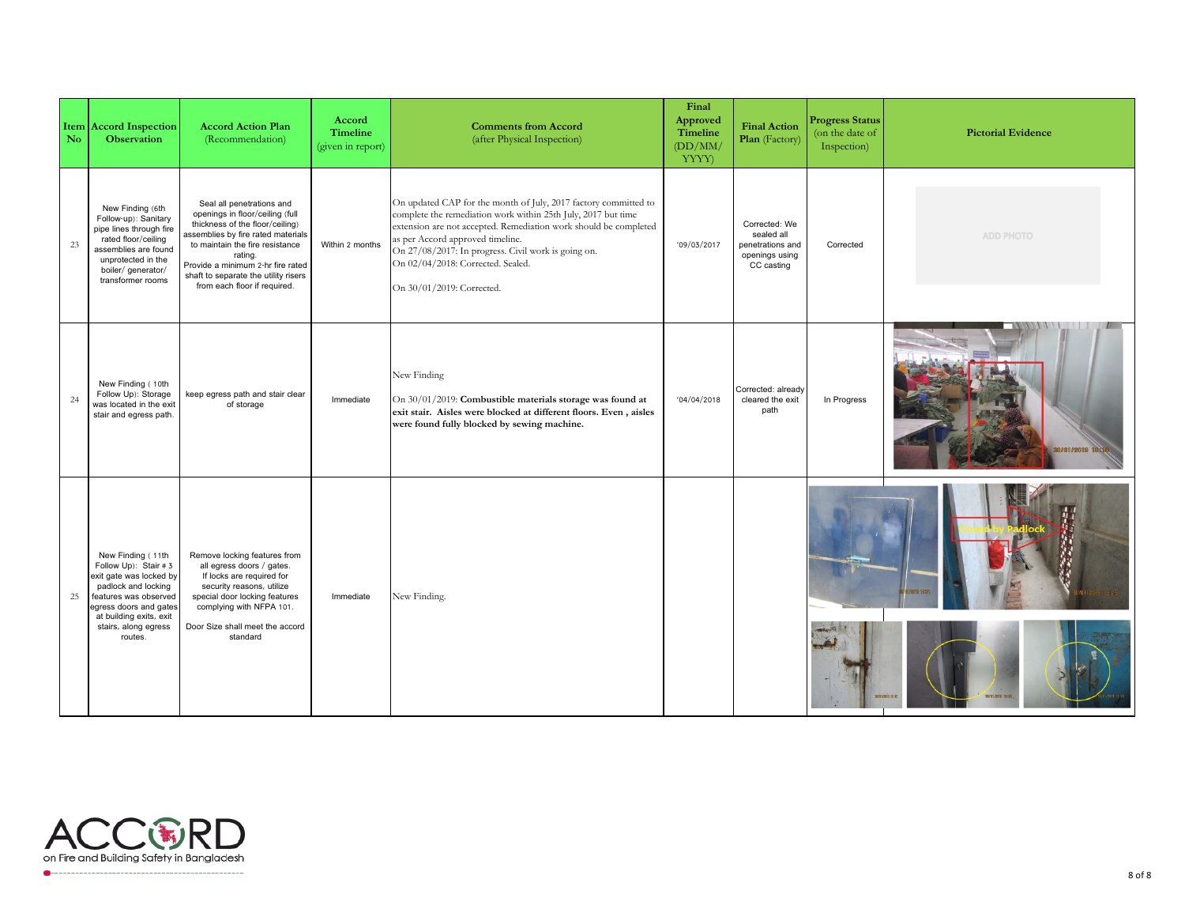| Item No | Accord Inspection Observation | Accord Action Plan (Recommendation) | Accord Timeline (given in report) | Comments from Accord (after Physical Inspection) | Final Approved Timeline (DD/MM/YYYY) | Final Action Plan (Factory) | Progress Status (on the date of Inspection) | Pictorial Evidence |
|---|---|---|---|---|---|---|---|---|
| 23 | New Finding (6th Follow-up): Sanitary pipe lines through fire rated floor/ceiling assemblies are found unprotected in the boiler/ generator/ transformer rooms | Seal all penetrations and openings in floor/ceiling (full thickness of the floor/ceiling) assemblies by fire rated materials to maintain the fire resistance rating.<br>Provide a minimum 2-hr fire rated shaft to separate the utility risers from each floor if required. | Within 2 months | On updated CAP for the month of July, 2017 factory committed to complete the remediation work within 25th July, 2017 but time extension are not accepted. Remediation work should be completed as per Accord approved timeline.<br>On 27/08/2017: In progress. Civil work is going on.<br>On 02/04/2018: Corrected. Sealed.<br>On 30/01/2019: Corrected. | '09/03/2017 | Corrected: We sealed all penetrations and openings using CC casting | Corrected | ADD PHOTO |
| 24 | New Finding ( 10th Follow Up): Storage was located in the exit stair and egress path. | keep egress path and stair clear of storage | Immediate | New Finding<br>On 30/01/2019: **Combustible materials storage was found at exit stair. Aisles were blocked at different floors. Even , aisles were found fully blocked by sewing machine.** | '04/04/2018 | Corrected: already cleared the exit path | In Progress | |
| 25 | New Finding ( 11th Follow Up): Stair # 3 exit gate was locked by padlock and locking features was observed egress doors and gates at building exits, exit stairs, along egress routes. | Remove locking features from all egress doors / gates. If locks are required for security reasons, utilize special door locking features complying with NFPA 101.<br>Door Size shall meet the accord standard | Immediate | New Finding. | | | | Closed by Padlock |